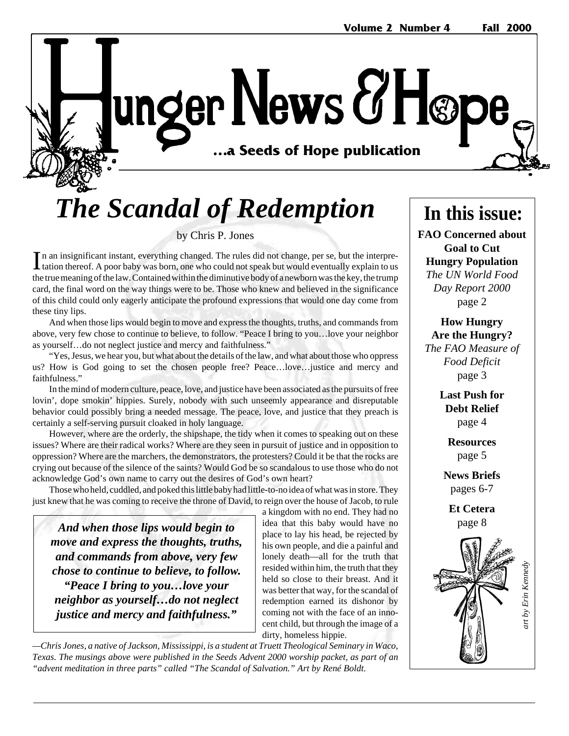Volume 2 Number 4 Fall 2000

# Hunger News & Hope

**...a Seeds of Hope publication**

# *The Scandal of Redemption*

by Chris P. Jones

In an insignificant instant, everything changed. The rules did not change, per se, but the interpretation thereof. A poor baby was born, one who could not speak but would eventually explain to us the true meaning of the law. Contained within the diminutive body of a newborn was the key, the trump card, the final word on the way things were to be. Those who knew and believed in the significance of this child could only eagerly anticipate the profound expressions that would one day come from these tiny lips.

And when those lips would begin to move and express the thoughts, truths, and commands from above, very few chose to continue to believe, to follow. "Peace I bring to you…love your neighbor as yourself…do not neglect justice and mercy and faithfulness."

"Yes, Jesus, we hear you, but what about the details of the law, and what about those who oppress us? How is God going to set the chosen people free? Peace…love…justice and mercy and faithfulness."

In the mind of modern culture, peace, love, and justice have been associated as the pursuits of free lovin', dope smokin' hippies. Surely, nobody with such unseemly appearance and disreputable behavior could possibly bring a needed message. The peace, love, and justice that they preach is certainly a self-serving pursuit cloaked in holy language.

However, where are the orderly, the shipshape, the tidy when it comes to speaking out on these issues? Where are their radical works? Where are they seen in pursuit of justice and in opposition to oppression? Where are the marchers, the demonstrators, the protesters? Could it be that the rocks are crying out because of the silence of the saints? Would God be so scandalous to use those who do not acknowledge God's own name to carry out the desires of God's own heart?

Those who held, cuddled, and poked this little baby had little-to-no idea of what was in store. They just knew that he was coming to receive the throne of David, to reign over the house of Jacob, to rule a kingdom with no end. They had no idea that this baby would have no place to lay his head, be rejected by his own people, and die a painful and lonely death—all for the truth that resided within him, the truth that they held so close to their breast. And it was better that way, for the scandal of redemption earned its dishonor by coming not with the face of an innocent child, but through the image of a dirty, homeless hippie.

> ***And when those lips would begin to move and express the thoughts, truths, and commands from above, very few chose to continue to believe, to follow. "Peace I bring to you…love your neighbor as yourself…do not neglect justice and mercy and faithfulness."***

*—Chris Jones, a native of Jackson, Mississippi, is a student at Truett Theological Seminary in Waco, Texas. The musings above were published in the Seeds Advent 2000 worship packet, as part of an "advent meditation in three parts" called "The Scandal of Salvation." Art by René Boldt.*

## In this issue:

**FAO Concerned about Goal to Cut Hungry Population**
*The UN World Food Day Report 2000*
page 2

**How Hungry Are the Hungry?**
*The FAO Measure of Food Deficit*
page 3

**Last Push for Debt Relief**
page 4

**Resources**
page 5

**News Briefs**
pages 6-7

**Et Cetera**
page 8

*art by Erin Kennedy*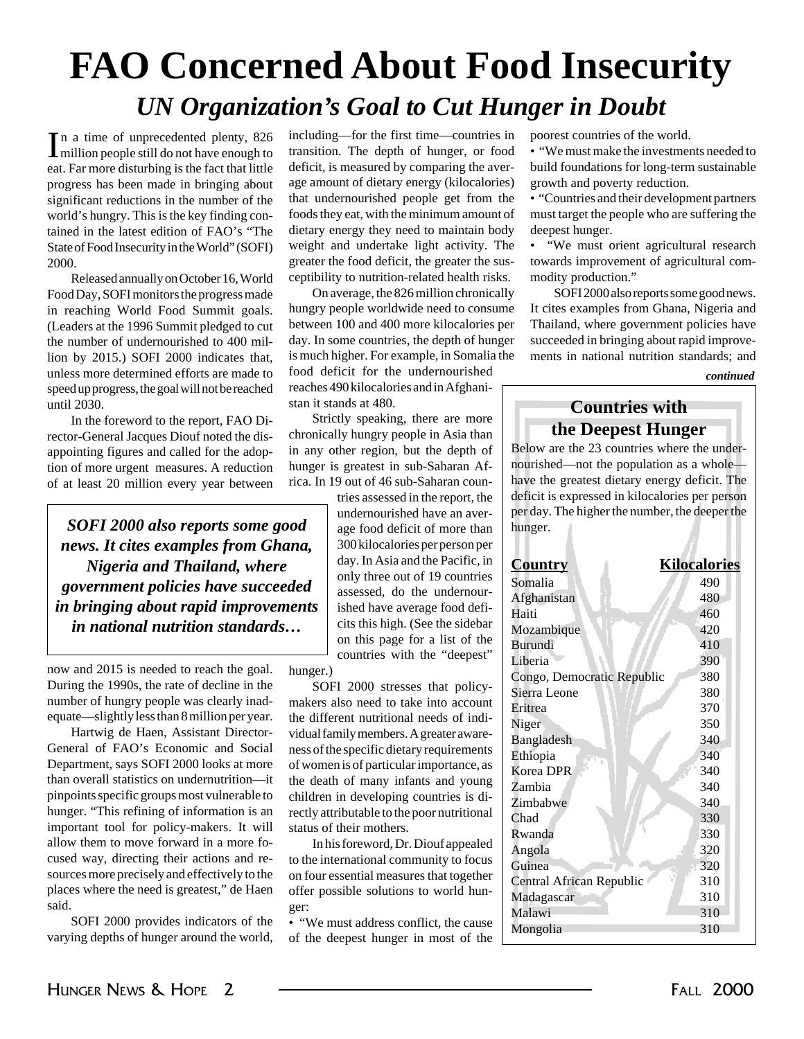# FAO Concerned About Food Insecurity

## *UN Organization's Goal to Cut Hunger in Doubt*

In a time of unprecedented plenty, 826 million people still do not have enough to eat. Far more disturbing is the fact that little progress has been made in bringing about significant reductions in the number of the world's hungry. This is the key finding contained in the latest edition of FAO's "The State of Food Insecurity in the World" (SOFI) 2000.

Released annually on October 16, World Food Day, SOFI monitors the progress made in reaching World Food Summit goals. (Leaders at the 1996 Summit pledged to cut the number of undernourished to 400 million by 2015.) SOFI 2000 indicates that, unless more determined efforts are made to speed up progress, the goal will not be reached until 2030.

In the foreword to the report, FAO Director-General Jacques Diouf noted the disappointing figures and called for the adoption of more urgent measures. A reduction of at least 20 million every year between now and 2015 is needed to reach the goal. During the 1990s, the rate of decline in the number of hungry people was clearly inadequate—slightly less than 8 million per year.

> ***SOFI 2000 also reports some good news. It cites examples from Ghana, Nigeria and Thailand, where government policies have succeeded in bringing about rapid improvements in national nutrition standards…***

Hartwig de Haen, Assistant Director-General of FAO's Economic and Social Department, says SOFI 2000 looks at more than overall statistics on undernutrition—it pinpoints specific groups most vulnerable to hunger. "This refining of information is an important tool for policy-makers. It will allow them to move forward in a more focused way, directing their actions and resources more precisely and effectively to the places where the need is greatest," de Haen said.

SOFI 2000 provides indicators of the varying depths of hunger around the world, including—for the first time—countries in transition. The depth of hunger, or food deficit, is measured by comparing the average amount of dietary energy (kilocalories) that undernourished people get from the foods they eat, with the minimum amount of dietary energy they need to maintain body weight and undertake light activity. The greater the food deficit, the greater the susceptibility to nutrition-related health risks.

On average, the 826 million chronically hungry people worldwide need to consume between 100 and 400 more kilocalories per day. In some countries, the depth of hunger is much higher. For example, in Somalia the food deficit for the undernourished reaches 490 kilocalories and in Afghanistan it stands at 480.

Strictly speaking, there are more chronically hungry people in Asia than in any other region, but the depth of hunger is greatest in sub-Saharan Africa. In 19 out of 46 sub-Saharan countries assessed in the report, the undernourished have an average food deficit of more than 300 kilocalories per person per day. In Asia and the Pacific, in only three out of 19 countries assessed, do the undernourished have average food deficits this high. (See the sidebar on this page for a list of the countries with the "deepest" hunger.)

SOFI 2000 stresses that policy-makers also need to take into account the different nutritional needs of individual family members. A greater awareness of the specific dietary requirements of women is of particular importance, as the death of many infants and young children in developing countries is directly attributable to the poor nutritional status of their mothers.

In his foreword, Dr. Diouf appealed to the international community to focus on four essential measures that together offer possible solutions to world hunger:

- "We must address conflict, the cause of the deepest hunger in most of the poorest countries of the world.
- "We must make the investments needed to build foundations for long-term sustainable growth and poverty reduction.
- "Countries and their development partners must target the people who are suffering the deepest hunger.
- "We must orient agricultural research towards improvement of agricultural commodity production."

SOFI 2000 also reports some good news. It cites examples from Ghana, Nigeria and Thailand, where government policies have succeeded in bringing about rapid improvements in national nutrition standards; and

*continued*

### Countries with the Deepest Hunger

Below are the 23 countries where the undernourished—not the population as a whole—have the greatest dietary energy deficit. The deficit is expressed in kilocalories per person per day. The higher the number, the deeper the hunger.

| Country | Kilocalories |
|---|---|
| Somalia | 490 |
| Afghanistan | 480 |
| Haiti | 460 |
| Mozambique | 420 |
| Burundi | 410 |
| Liberia | 390 |
| Congo, Democratic Republic | 380 |
| Sierra Leone | 380 |
| Eritrea | 370 |
| Niger | 350 |
| Bangladesh | 340 |
| Ethiopia | 340 |
| Korea DPR | 340 |
| Zambia | 340 |
| Zimbabwe | 340 |
| Chad | 330 |
| Rwanda | 330 |
| Angola | 320 |
| Guinea | 320 |
| Central African Republic | 310 |
| Madagascar | 310 |
| Malawi | 310 |
| Mongolia | 310 |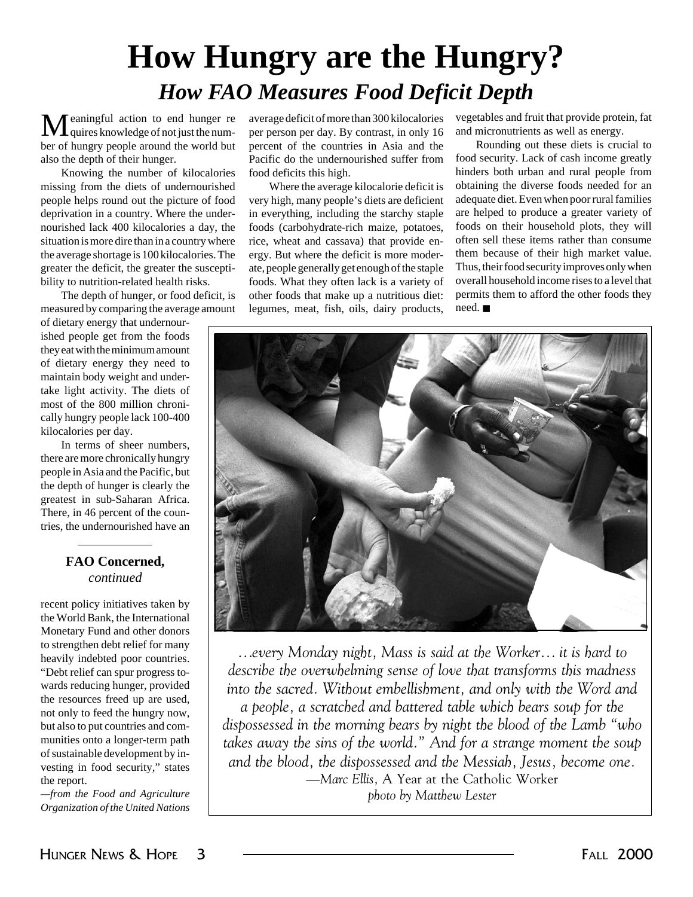# How Hungry are the Hungry?

## *How FAO Measures Food Deficit Depth*

Meaningful action to end hunger requires knowledge of not just the number of hungry people around the world but also the depth of their hunger.

Knowing the number of kilocalories missing from the diets of undernourished people helps round out the picture of food deprivation in a country. Where the undernourished lack 400 kilocalories a day, the situation is more dire than in a country where the average shortage is 100 kilocalories. The greater the deficit, the greater the susceptibility to nutrition-related health risks.

The depth of hunger, or food deficit, is measured by comparing the average amount of dietary energy that undernourished people get from the foods they eat with the minimum amount of dietary energy they need to maintain body weight and undertake light activity. The diets of most of the 800 million chronically hungry people lack 100-400 kilocalories per day.

In terms of sheer numbers, there are more chronically hungry people in Asia and the Pacific, but the depth of hunger is clearly the greatest in sub-Saharan Africa. There, in 46 percent of the countries, the undernourished have an average deficit of more than 300 kilocalories per person per day. By contrast, in only 16 percent of the countries in Asia and the Pacific do the undernourished suffer from food deficits this high.

Where the average kilocalorie deficit is very high, many people's diets are deficient in everything, including the starchy staple foods (carbohydrate-rich maize, potatoes, rice, wheat and cassava) that provide energy. But where the deficit is more moderate, people generally get enough of the staple foods. What they often lack is a variety of other foods that make up a nutritious diet: legumes, meat, fish, oils, dairy products, vegetables and fruit that provide protein, fat and micronutrients as well as energy.

Rounding out these diets is crucial to food security. Lack of cash income greatly hinders both urban and rural people from obtaining the diverse foods needed for an adequate diet. Even when poor rural families are helped to produce a greater variety of foods on their household plots, they will often sell these items rather than consume them because of their high market value. Thus, their food security improves only when overall household income rises to a level that permits them to afford the other foods they need. ■

---

**FAO Concerned,**
*continued*

recent policy initiatives taken by the World Bank, the International Monetary Fund and other donors to strengthen debt relief for many heavily indebted poor countries. "Debt relief can spur progress towards reducing hunger, provided the resources freed up are used, not only to feed the hungry now, but also to put countries and communities onto a longer-term path of sustainable development by investing in food security," states the report.

*—from the Food and Agriculture Organization of the United Nations*

---

*…every Monday night, Mass is said at the Worker… it is hard to describe the overwhelming sense of love that transforms this madness into the sacred. Without embellishment, and only with the Word and a people, a scratched and battered table which bears soup for the dispossessed in the morning bears by night the blood of the Lamb "who takes away the sins of the world." And for a strange moment the soup and the blood, the dispossessed and the Messiah, Jesus, become one.*

*—Marc Ellis,* A Year at the Catholic Worker

*photo by Matthew Lester*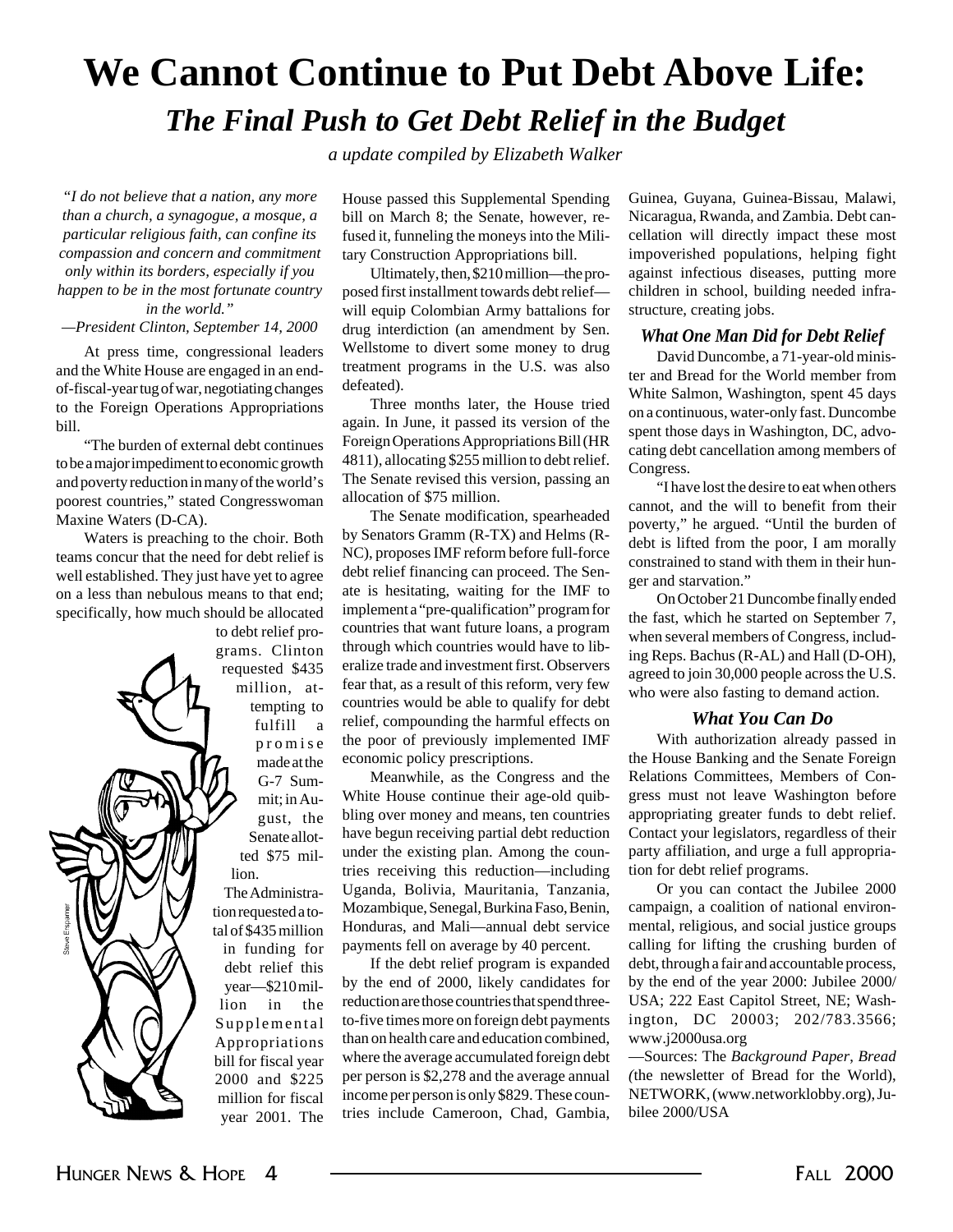# We Cannot Continue to Put Debt Above Life:

## *The Final Push to Get Debt Relief in the Budget*

*a update compiled by Elizabeth Walker*

*"I do not believe that a nation, any more than a church, a synagogue, a mosque, a particular religious faith, can confine its compassion and concern and commitment only within its borders, especially if you happen to be in the most fortunate country in the world."*

*—President Clinton, September 14, 2000*

At press time, congressional leaders and the White House are engaged in an end-of-fiscal-year tug of war, negotiating changes to the Foreign Operations Appropriations bill.

"The burden of external debt continues to be a major impediment to economic growth and poverty reduction in many of the world's poorest countries," stated Congresswoman Maxine Waters (D-CA).

Waters is preaching to the choir. Both teams concur that the need for debt relief is well established. They just have yet to agree on a less than nebulous means to that end; specifically, how much should be allocated to debt relief programs. Clinton requested $435 million, attempting to fulfill a promise made at the G-7 Summit; in August, the Senate allotted $75 million.

The Administration requested a total of $435 million in funding for debt relief this year—$210 million in the Supplemental Appropriations bill for fiscal year 2000 and $225 million for fiscal year 2001. The House passed this Supplemental Spending bill on March 8; the Senate, however, refused it, funneling the moneys into the Military Construction Appropriations bill.

Ultimately, then, $210 million—the proposed first installment towards debt relief—will equip Colombian Army battalions for drug interdiction (an amendment by Sen. Wellstone to divert some money to drug treatment programs in the U.S. was also defeated).

Three months later, the House tried again. In June, it passed its version of the Foreign Operations Appropriations Bill (HR 4811), allocating $255 million to debt relief. The Senate revised this version, passing an allocation of $75 million.

The Senate modification, spearheaded by Senators Gramm (R-TX) and Helms (R-NC), proposes IMF reform before full-force debt relief financing can proceed. The Senate is hesitating, waiting for the IMF to implement a "pre-qualification" program for countries that want future loans, a program through which countries would have to liberalize trade and investment first. Observers fear that, as a result of this reform, very few countries would be able to qualify for debt relief, compounding the harmful effects on the poor of previously implemented IMF economic policy prescriptions.

Meanwhile, as the Congress and the White House continue their age-old quibbling over money and means, ten countries have begun receiving partial debt reduction under the existing plan. Among the countries receiving this reduction—including Uganda, Bolivia, Mauritania, Tanzania, Mozambique, Senegal, Burkina Faso, Benin, Honduras, and Mali—annual debt service payments fell on average by 40 percent.

If the debt relief program is expanded by the end of 2000, likely candidates for reduction are those countries that spend three-to-five times more on foreign debt payments than on health care and education combined, where the average accumulated foreign debt per person is $2,278 and the average annual income per person is only $829. These countries include Cameroon, Chad, Gambia, Guinea, Guyana, Guinea-Bissau, Malawi, Nicaragua, Rwanda, and Zambia. Debt cancellation will directly impact these most impoverished populations, helping fight against infectious diseases, putting more children in school, building needed infrastructure, creating jobs.

### *What One Man Did for Debt Relief*

David Duncombe, a 71-year-old minister and Bread for the World member from White Salmon, Washington, spent 45 days on a continuous, water-only fast. Duncombe spent those days in Washington, DC, advocating debt cancellation among members of Congress.

"I have lost the desire to eat when others cannot, and the will to benefit from their poverty," he argued. "Until the burden of debt is lifted from the poor, I am morally constrained to stand with them in their hunger and starvation."

On October 21 Duncombe finally ended the fast, which he started on September 7, when several members of Congress, including Reps. Bachus (R-AL) and Hall (D-OH), agreed to join 30,000 people across the U.S. who were also fasting to demand action.

### *What You Can Do*

With authorization already passed in the House Banking and the Senate Foreign Relations Committees, Members of Congress must not leave Washington before appropriating greater funds to debt relief. Contact your legislators, regardless of their party affiliation, and urge a full appropriation for debt relief programs.

Or you can contact the Jubilee 2000 campaign, a coalition of national environmental, religious, and social justice groups calling for lifting the crushing burden of debt, through a fair and accountable process, by the end of the year 2000: Jubilee 2000/USA; 222 East Capitol Street, NE; Washington, DC 20003; 202/783.3566; www.j2000usa.org

—Sources: The *Background Paper, Bread* (the newsletter of Bread for the World), NETWORK, (www.networklobby.org), Jubilee 2000/USA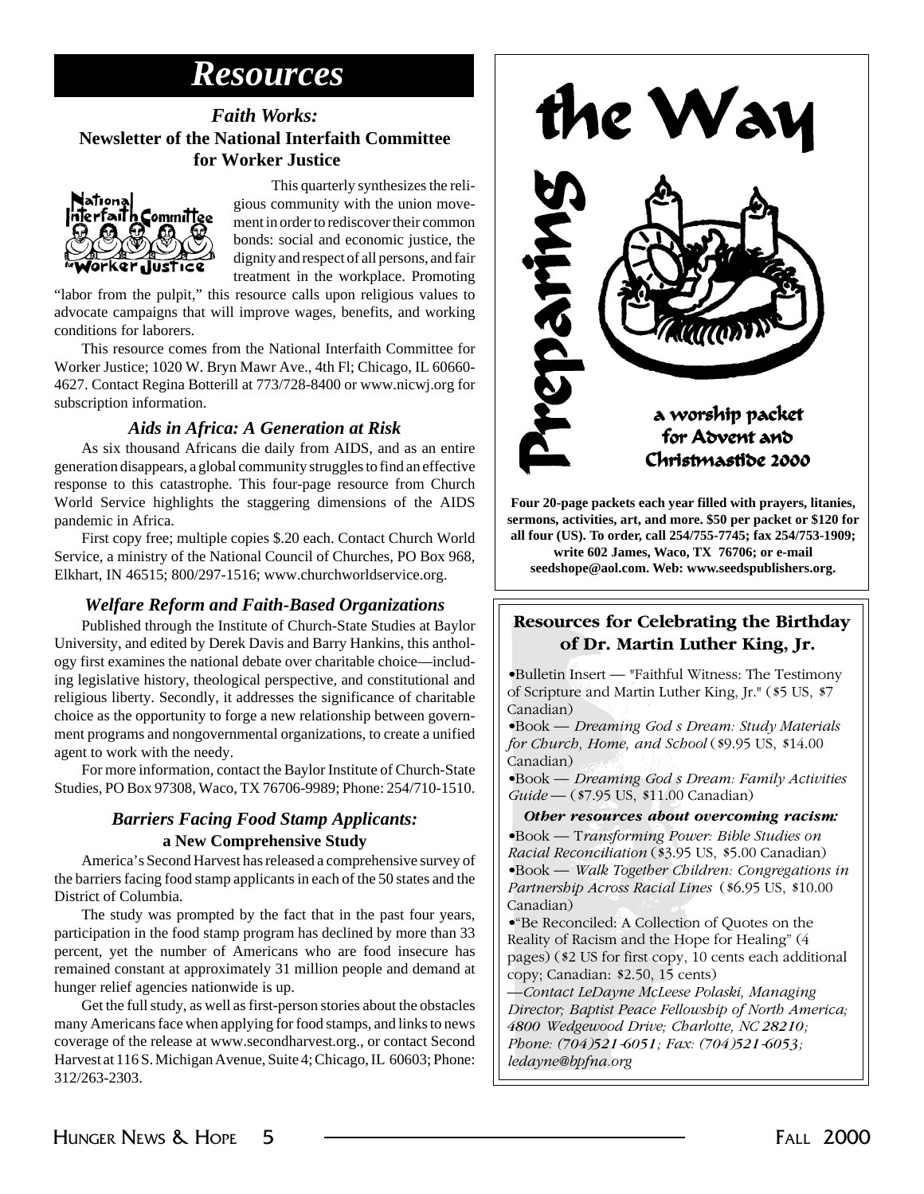# Resources

## *Faith Works:* Newsletter of the National Interfaith Committee for Worker Justice

This quarterly synthesizes the religious community with the union movement in order to rediscover their common bonds: social and economic justice, the dignity and respect of all persons, and fair treatment in the workplace. Promoting "labor from the pulpit," this resource calls upon religious values to advocate campaigns that will improve wages, benefits, and working conditions for laborers.

This resource comes from the National Interfaith Committee for Worker Justice; 1020 W. Bryn Mawr Ave., 4th Fl; Chicago, IL 60660-4627. Contact Regina Botterill at 773/728-8400 or www.nicwj.org for subscription information.

### *Aids in Africa: A Generation at Risk*

As six thousand Africans die daily from AIDS, and as an entire generation disappears, a global community struggles to find an effective response to this catastrophe. This four-page resource from Church World Service highlights the staggering dimensions of the AIDS pandemic in Africa.

First copy free; multiple copies $.20 each. Contact Church World Service, a ministry of the National Council of Churches, PO Box 968, Elkhart, IN 46515; 800/297-1516; www.churchworldservice.org.

### *Welfare Reform and Faith-Based Organizations*

Published through the Institute of Church-State Studies at Baylor University, and edited by Derek Davis and Barry Hankins, this anthology first examines the national debate over charitable choice—including legislative history, theological perspective, and constitutional and religious liberty. Secondly, it addresses the significance of charitable choice as the opportunity to forge a new relationship between government programs and nongovernmental organizations, to create a unified agent to work with the needy.

For more information, contact the Baylor Institute of Church-State Studies, PO Box 97308, Waco, TX 76706-9989; Phone: 254/710-1510.

### *Barriers Facing Food Stamp Applicants:* a New Comprehensive Study

America's Second Harvest has released a comprehensive survey of the barriers facing food stamp applicants in each of the 50 states and the District of Columbia.

The study was prompted by the fact that in the past four years, participation in the food stamp program has declined by more than 33 percent, yet the number of Americans who are food insecure has remained constant at approximately 31 million people and demand at hunger relief agencies nationwide is up.

Get the full study, as well as first-person stories about the obstacles many Americans face when applying for food stamps, and links to news coverage of the release at www.secondharvest.org., or contact Second Harvest at 116 S. Michigan Avenue, Suite 4; Chicago, IL 60603; Phone: 312/263-2303.

## Preparing the Way

a worship packet for Advent and Christmastide 2000

**Four 20-page packets each year filled with prayers, litanies, sermons, activities, art, and more. $50 per packet or $120 for all four (US). To order, call 254/755-7745; fax 254/753-1909; write 602 James, Waco, TX 76706; or e-mail seedshope@aol.com. Web: www.seedspublishers.org.**

### Resources for Celebrating the Birthday of Dr. Martin Luther King, Jr.

- Bulletin Insert — "Faithful Witness: The Testimony of Scripture and Martin Luther King, Jr." ($5 US, $7 Canadian)
- Book — *Dreaming God s Dream: Study Materials for Church, Home, and School* ($9.95 US, $14.00 Canadian)
- Book — *Dreaming God s Dream: Family Activities Guide* — ($7.95 US, $11.00 Canadian)

***Other resources about overcoming racism:***

- Book — *Transforming Power: Bible Studies on Racial Reconciliation* ($3.95 US, $5.00 Canadian)
- Book — *Walk Together Children: Congregations in Partnership Across Racial Lines* ($6.95 US, $10.00 Canadian)
- "Be Reconciled: A Collection of Quotes on the Reality of Racism and the Hope for Healing" (4 pages) ($2 US for first copy, 10 cents each additional copy; Canadian: $2.50, 15 cents)

*—Contact LeDayne McLeese Polaski, Managing Director; Baptist Peace Fellowship of North America; 4800 Wedgewood Drive; Charlotte, NC 28210; Phone: (704)521-6051; Fax: (704)521-6053; ledayne@bpfna.org*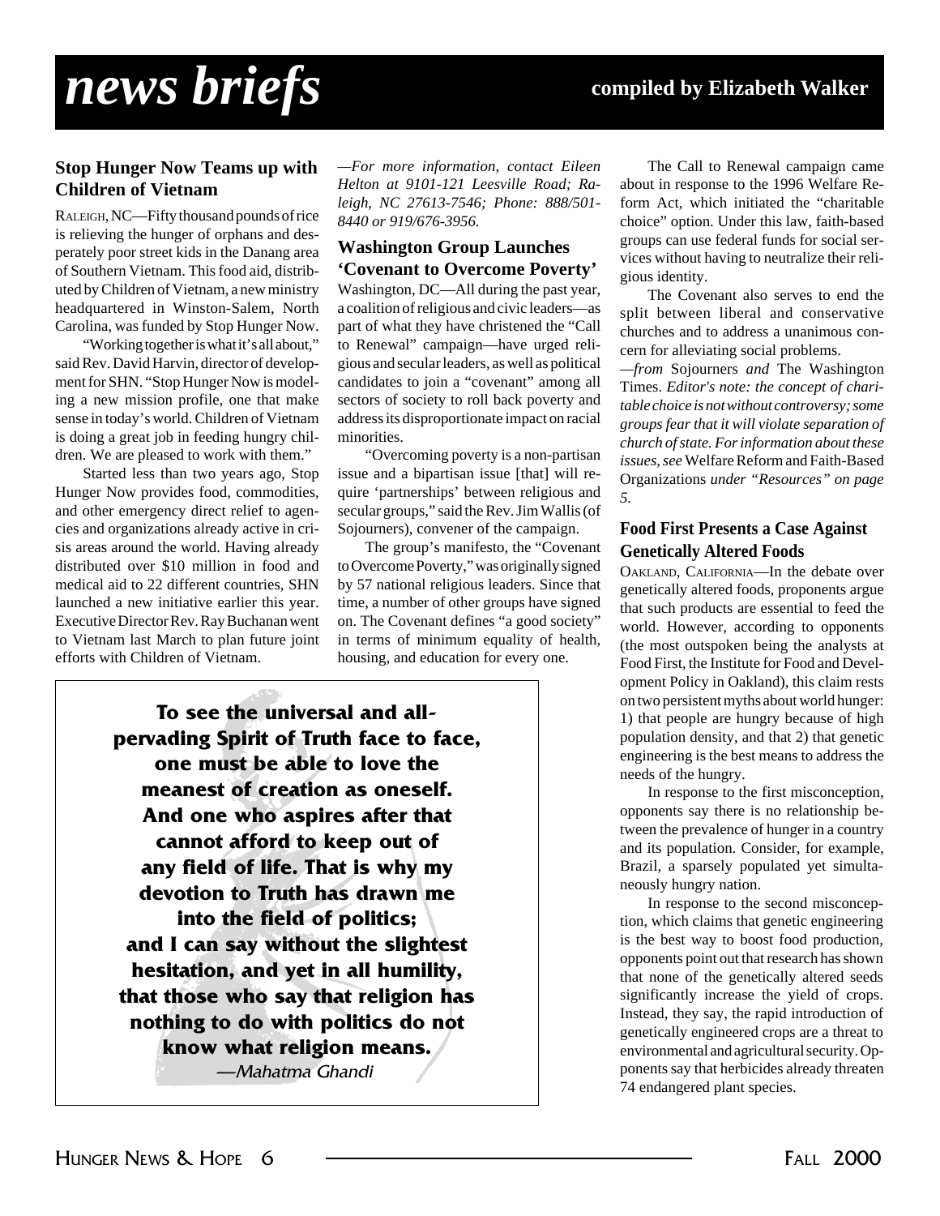# news briefs

**compiled by Elizabeth Walker**

### Stop Hunger Now Teams up with Children of Vietnam

RALEIGH, NC—Fifty thousand pounds of rice is relieving the hunger of orphans and desperately poor street kids in the Danang area of Southern Vietnam. This food aid, distributed by Children of Vietnam, a new ministry headquartered in Winston-Salem, North Carolina, was funded by Stop Hunger Now.

"Working together is what it's all about," said Rev. David Harvin, director of development for SHN. "Stop Hunger Now is modeling a new mission profile, one that make sense in today's world. Children of Vietnam is doing a great job in feeding hungry children. We are pleased to work with them."

Started less than two years ago, Stop Hunger Now provides food, commodities, and other emergency direct relief to agencies and organizations already active in crisis areas around the world. Having already distributed over $10 million in food and medical aid to 22 different countries, SHN launched a new initiative earlier this year. Executive Director Rev. Ray Buchanan went to Vietnam last March to plan future joint efforts with Children of Vietnam.

*—For more information, contact Eileen Helton at 9101-121 Leesville Road; Raleigh, NC 27613-7546; Phone: 888/501-8440 or 919/676-3956.*

### Washington Group Launches 'Covenant to Overcome Poverty'

Washington, DC—All during the past year, a coalition of religious and civic leaders—as part of what they have christened the "Call to Renewal" campaign—have urged religious and secular leaders, as well as political candidates to join a "covenant" among all sectors of society to roll back poverty and address its disproportionate impact on racial minorities.

"Overcoming poverty is a non-partisan issue and a bipartisan issue [that] will require 'partnerships' between religious and secular groups," said the Rev. Jim Wallis (of Sojourners), convener of the campaign.

The group's manifesto, the "Covenant to Overcome Poverty," was originally signed by 57 national religious leaders. Since that time, a number of other groups have signed on. The Covenant defines "a good society" in terms of minimum equality of health, housing, and education for every one.

The Call to Renewal campaign came about in response to the 1996 Welfare Reform Act, which initiated the "charitable choice" option. Under this law, faith-based groups can use federal funds for social services without having to neutralize their religious identity.

The Covenant also serves to end the split between liberal and conservative churches and to address a unanimous concern for alleviating social problems.

*—from* Sojourners *and* The Washington Times. *Editor's note: the concept of charitable choice is not without controversy; some groups fear that it will violate separation of church of state. For information about these issues, see* Welfare Reform and Faith-Based Organizations *under "Resources" on page 5.*

### Food First Presents a Case Against Genetically Altered Foods

OAKLAND, CALIFORNIA—In the debate over genetically altered foods, proponents argue that such products are essential to feed the world. However, according to opponents (the most outspoken being the analysts at Food First, the Institute for Food and Development Policy in Oakland), this claim rests on two persistent myths about world hunger: 1) that people are hungry because of high population density, and that 2) that genetic engineering is the best means to address the needs of the hungry.

In response to the first misconception, opponents say there is no relationship between the prevalence of hunger in a country and its population. Consider, for example, Brazil, a sparsely populated yet simultaneously hungry nation.

In response to the second misconception, which claims that genetic engineering is the best way to boost food production, opponents point out that research has shown that none of the genetically altered seeds significantly increase the yield of crops. Instead, they say, the rapid introduction of genetically engineered crops are a threat to environmental and agricultural security. Opponents say that herbicides already threaten 74 endangered plant species.

> **To see the universal and all-pervading Spirit of Truth face to face, one must be able to love the meanest of creation as oneself. And one who aspires after that cannot afford to keep out of any field of life. That is why my devotion to Truth has drawn me into the field of politics; and I can say without the slightest hesitation, and yet in all humility, that those who say that religion has nothing to do with politics do not know what religion means.**
>
> *—Mahatma Ghandi*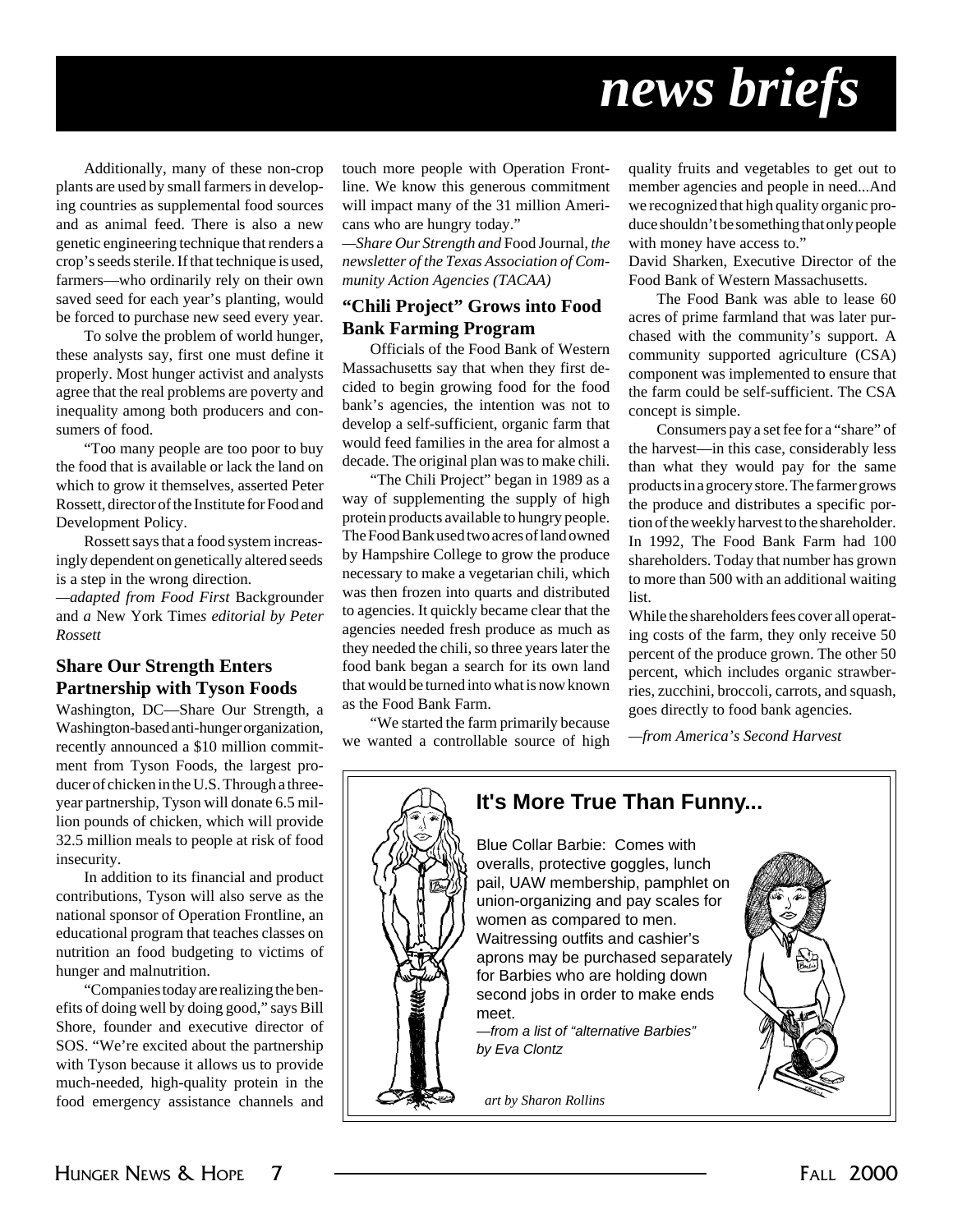# news briefs

Additionally, many of these non-crop plants are used by small farmers in developing countries as supplemental food sources and as animal feed. There is also a new genetic engineering technique that renders a crop's seeds sterile. If that technique is used, farmers—who ordinarily rely on their own saved seed for each year's planting, would be forced to purchase new seed every year.

To solve the problem of world hunger, these analysts say, first one must define it properly. Most hunger activist and analysts agree that the real problems are poverty and inequality among both producers and consumers of food.

"Too many people are too poor to buy the food that is available or lack the land on which to grow it themselves, asserted Peter Rossett, director of the Institute for Food and Development Policy.

Rossett says that a food system increasingly dependent on genetically altered seeds is a step in the wrong direction.

*—adapted from Food First* Backgrounder and *a* New York Time*s editorial by Peter Rossett*

### Share Our Strength Enters Partnership with Tyson Foods

Washington, DC—Share Our Strength, a Washington-based anti-hunger organization, recently announced a $10 million commitment from Tyson Foods, the largest producer of chicken in the U.S. Through a three-year partnership, Tyson will donate 6.5 million pounds of chicken, which will provide 32.5 million meals to people at risk of food insecurity.

In addition to its financial and product contributions, Tyson will also serve as the national sponsor of Operation Frontline, an educational program that teaches classes on nutrition an food budgeting to victims of hunger and malnutrition.

"Companies today are realizing the benefits of doing well by doing good," says Bill Shore, founder and executive director of SOS. "We're excited about the partnership with Tyson because it allows us to provide much-needed, high-quality protein in the food emergency assistance channels and touch more people with Operation Frontline. We know this generous commitment will impact many of the 31 million Americans who are hungry today."

*—Share Our Strength and* Food Journal*, the newsletter of the Texas Association of Community Action Agencies (TACAA)*

### "Chili Project" Grows into Food Bank Farming Program

Officials of the Food Bank of Western Massachusetts say that when they first decided to begin growing food for the food bank's agencies, the intention was not to develop a self-sufficient, organic farm that would feed families in the area for almost a decade. The original plan was to make chili.

"The Chili Project" began in 1989 as a way of supplementing the supply of high protein products available to hungry people. The Food Bank used two acres of land owned by Hampshire College to grow the produce necessary to make a vegetarian chili, which was then frozen into quarts and distributed to agencies. It quickly became clear that the agencies needed fresh produce as much as they needed the chili, so three years later the food bank began a search for its own land that would be turned into what is now known as the Food Bank Farm.

"We started the farm primarily because we wanted a controllable source of high quality fruits and vegetables to get out to member agencies and people in need...And we recognized that high quality organic produce shouldn't be something that only people with money have access to."

David Sharken, Executive Director of the Food Bank of Western Massachusetts.

The Food Bank was able to lease 60 acres of prime farmland that was later purchased with the community's support. A community supported agriculture (CSA) component was implemented to ensure that the farm could be self-sufficient. The CSA concept is simple.

Consumers pay a set fee for a "share" of the harvest—in this case, considerably less than what they would pay for the same products in a grocery store. The farmer grows the produce and distributes a specific portion of the weekly harvest to the shareholder. In 1992, The Food Bank Farm had 100 shareholders. Today that number has grown to more than 500 with an additional waiting list.

While the shareholders fees cover all operating costs of the farm, they only receive 50 percent of the produce grown. The other 50 percent, which includes organic strawberries, zucchini, broccoli, carrots, and squash, goes directly to food bank agencies.

*—from America's Second Harvest*

### It's More True Than Funny...

Blue Collar Barbie: Comes with overalls, protective goggles, lunch pail, UAW membership, pamphlet on union-organizing and pay scales for women as compared to men. Waitressing outfits and cashier's aprons may be purchased separately for Barbies who are holding down second jobs in order to make ends meet.

*—from a list of "alternative Barbies" by Eva Clontz*

*art by Sharon Rollins*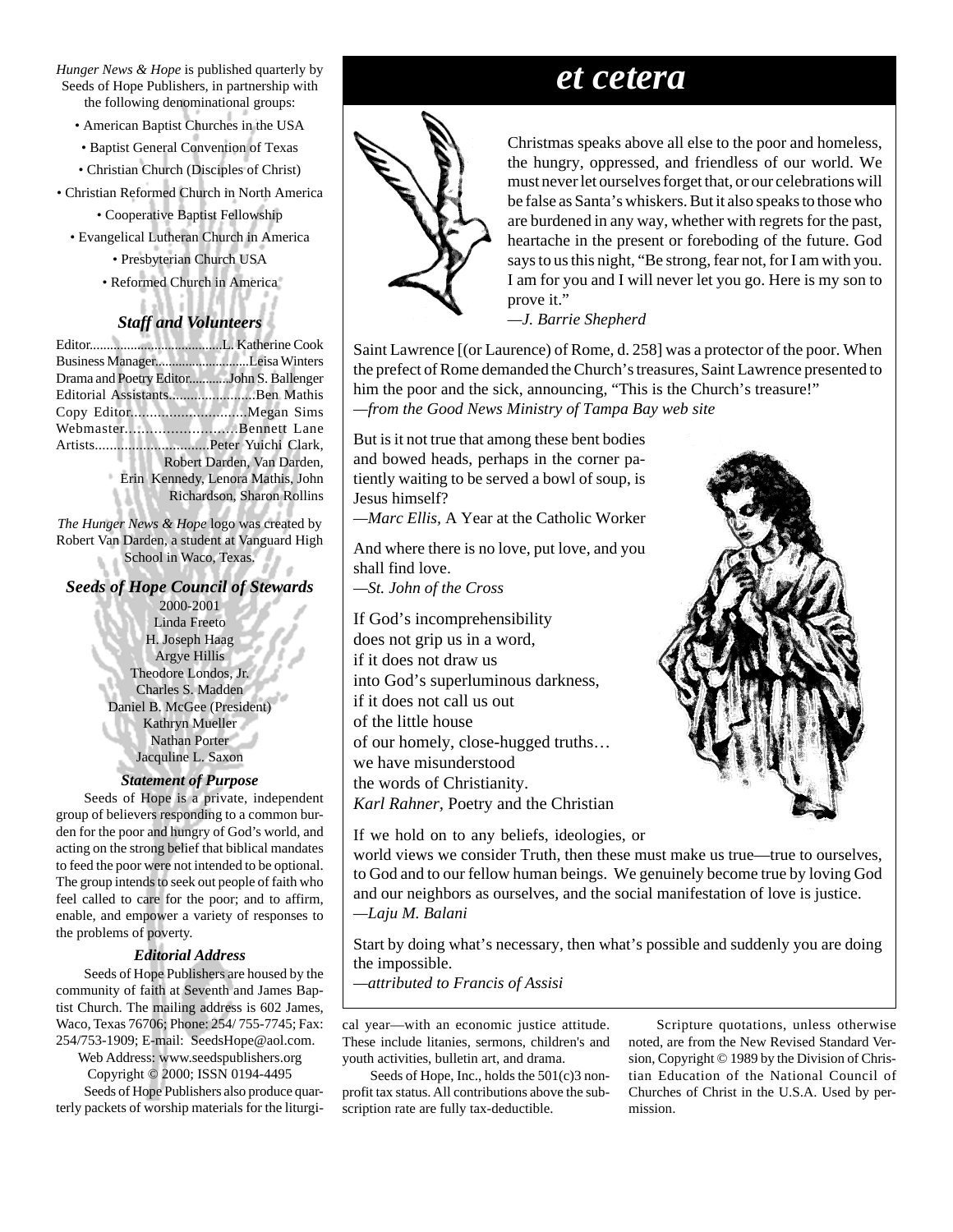*Hunger News & Hope* is published quarterly by Seeds of Hope Publishers, in partnership with the following denominational groups:

- American Baptist Churches in the USA
- Baptist General Convention of Texas
- Christian Church (Disciples of Christ)
- Christian Reformed Church in North America
- Cooperative Baptist Fellowship
- Evangelical Lutheran Church in America
- Presbyterian Church USA
- Reformed Church in America

### *Staff and Volunteers*

Editor........................................L. Katherine Cook
Business Manager............................Leisa Winters
Drama and Poetry Editor............John S. Ballenger
Editorial Assistants........................Ben Mathis
Copy Editor..............................Megan Sims
Webmaster...........................Bennett Lane
Artists.................................Peter Yuichi Clark, Robert Darden, Van Darden, Erin Kennedy, Lenora Mathis, John Richardson, Sharon Rollins

*The Hunger News & Hope* logo was created by Robert Van Darden, a student at Vanguard High School in Waco, Texas.

### *Seeds of Hope Council of Stewards*

2000-2001
Linda Freeto
H. Joseph Haag
Argye Hillis
Theodore Londos, Jr.
Charles S. Madden
Daniel B. McGee (President)
Kathryn Mueller
Nathan Porter
Jacquline L. Saxon

### *Statement of Purpose*

Seeds of Hope is a private, independent group of believers responding to a common burden for the poor and hungry of God's world, and acting on the strong belief that biblical mandates to feed the poor were not intended to be optional. The group intends to seek out people of faith who feel called to care for the poor; and to affirm, enable, and empower a variety of responses to the problems of poverty.

### *Editorial Address*

Seeds of Hope Publishers are housed by the community of faith at Seventh and James Baptist Church. The mailing address is 602 James, Waco, Texas 76706; Phone: 254/ 755-7745; Fax: 254/753-1909; E-mail: SeedsHope@aol.com.
Web Address: www.seedspublishers.org
Copyright © 2000; ISSN 0194-4495

Seeds of Hope Publishers also produce quarterly packets of worship materials for the liturgical year—with an economic justice attitude. These include litanies, sermons, children's and youth activities, bulletin art, and drama.

Seeds of Hope, Inc., holds the 501(c)3 nonprofit tax status. All contributions above the subscription rate are fully tax-deductible.

Scripture quotations, unless otherwise noted, are from the New Revised Standard Version, Copyright © 1989 by the Division of Christian Education of the National Council of Churches of Christ in the U.S.A. Used by permission.

# *et cetera*

Christmas speaks above all else to the poor and homeless, the hungry, oppressed, and friendless of our world. We must never let ourselves forget that, or our celebrations will be false as Santa's whiskers. But it also speaks to those who are burdened in any way, whether with regrets for the past, heartache in the present or foreboding of the future. God says to us this night, "Be strong, fear not, for I am with you. I am for you and I will never let you go. Here is my son to prove it."
—*J. Barrie Shepherd*

Saint Lawrence [(or Laurence) of Rome, d. 258] was a protector of the poor. When the prefect of Rome demanded the Church's treasures, Saint Lawrence presented to him the poor and the sick, announcing, "This is the Church's treasure!"
—*from the Good News Ministry of Tampa Bay web site*

But is it not true that among these bent bodies and bowed heads, perhaps in the corner patiently waiting to be served a bowl of soup, is Jesus himself?
—*Marc Ellis,* A Year at the Catholic Worker

And where there is no love, put love, and you shall find love.
—*St. John of the Cross*

If God's incomprehensibility
does not grip us in a word,
if it does not draw us
into God's superluminous darkness,
if it does not call us out
of the little house
of our homely, close-hugged truths…
we have misunderstood
the words of Christianity.
*Karl Rahner,* Poetry and the Christian

If we hold on to any beliefs, ideologies, or world views we consider Truth, then these must make us true—true to ourselves, to God and to our fellow human beings. We genuinely become true by loving God and our neighbors as ourselves, and the social manifestation of love is justice.
—*Laju M. Balani*

Start by doing what's necessary, then what's possible and suddenly you are doing the impossible.
—*attributed to Francis of Assisi*